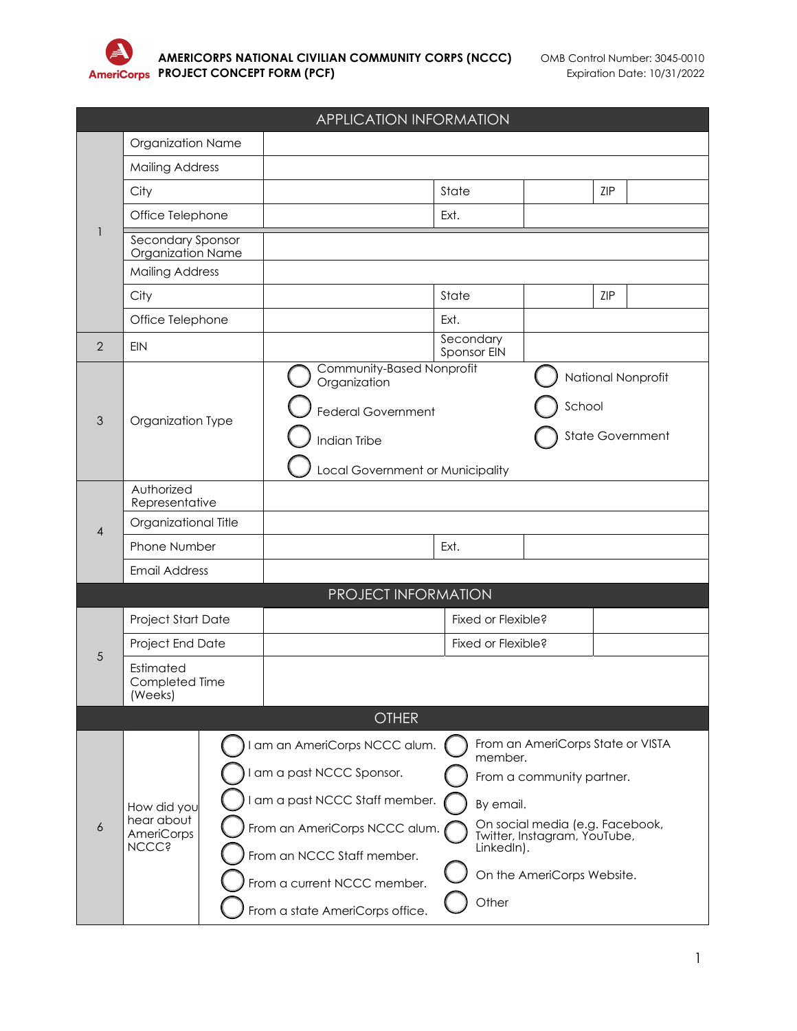# AMERICORPS NATIONAL CIVILIAN COMMUNITY CORPS (NCCC) PROJECT CONCEPT FORM (PCF)

OMB Control Number: 3045-0010
Expiration Date: 10/31/2022

## APPLICATION INFORMATION

| | | | | | | |
|---|---|---|---|---|---|---|
| 1 | Organization Name | | | | | |
| | Mailing Address | | | | | |
| | City | | State | | ZIP | |
| | Office Telephone | | Ext. | | | |
| | Secondary Sponsor Organization Name | | | | | |
| | Mailing Address | | | | | |
| | City | | State | | ZIP | |
| | Office Telephone | | Ext. | | | |
| 2 | EIN | | Secondary Sponsor EIN | | | |

| | | |
|---|---|---|
| 3 | Organization Type | ◯ Community-Based Nonprofit Organization<br>◯ Federal Government<br>◯ Indian Tribe<br>◯ Local Government or Municipality<br>◯ National Nonprofit<br>◯ School<br>◯ State Government |

| | | | | |
|---|---|---|---|---|
| 4 | Authorized Representative | | | |
| | Organizational Title | | | |
| | Phone Number | | Ext. | |
| | Email Address | | | |

## PROJECT INFORMATION

| | | | | |
|---|---|---|---|---|
| 5 | Project Start Date | | Fixed or Flexible? | |
| | Project End Date | | Fixed or Flexible? | |
| | Estimated Completed Time (Weeks) | | | |

## OTHER

| | | |
|---|---|---|
| 6 | How did you hear about AmeriCorps NCCC? | ◯ I am an AmeriCorps NCCC alum.<br>◯ I am a past NCCC Sponsor.<br>◯ I am a past NCCC Staff member.<br>◯ From an AmeriCorps NCCC alum.<br>◯ From an NCCC Staff member.<br>◯ From a current NCCC member.<br>◯ From a state AmeriCorps office.<br>◯ From an AmeriCorps State or VISTA member.<br>◯ From a community partner.<br>◯ By email.<br>◯ On social media (e.g. Facebook, Twitter, Instagram, YouTube, LinkedIn).<br>◯ On the AmeriCorps Website.<br>◯ Other |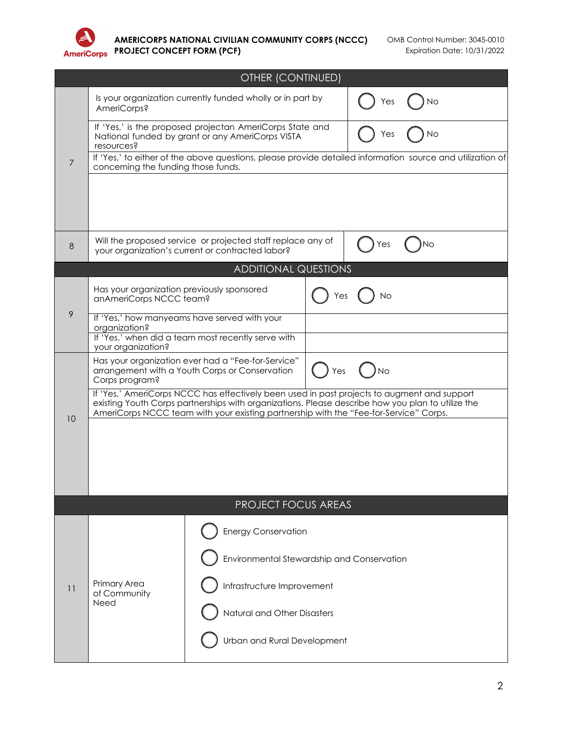## OTHER (CONTINUED)

| | | |
|---|---|---|
| 7 | Is your organization currently funded wholly or in part by AmeriCorps? | ◯ Yes ◯ No |
| | If 'Yes,' is the proposed projectan AmeriCorps State and National funded by grant or any AmeriCorps VISTA resources? | ◯ Yes ◯ No |
| | If 'Yes,' to either of the above questions, please provide detailed information source and utilization of concerning the funding those funds. | |
| | | |
| 8 | Will the proposed service or projected staff replace any of your organization's current or contracted labor? | ◯ Yes ◯ No |

## ADDITIONAL QUESTIONS

| | | |
|---|---|---|
| 9 | Has your organization previously sponsored anAmeriCorps NCCC team? | ◯ Yes ◯ No |
| | If 'Yes,' how manyeams have served with your organization? | |
| | If 'Yes,' when did a team most recently serve with your organization? | |
| 10 | Has your organization ever had a "Fee-for-Service" arrangement with a Youth Corps or Conservation Corps program? | ◯ Yes ◯ No |
| | If 'Yes,' AmeriCorps NCCC has effectively been used in past projects to augment and support existing Youth Corps partnerships with organizations. Please describe how you plan to utilize the AmeriCorps NCCC team with your existing partnership with the "Fee-for-Service" Corps. | |
| | | |

## PROJECT FOCUS AREAS

| | | |
|---|---|---|
| 11 | Primary Area of Community Need | ◯ Energy Conservation<br>◯ Environmental Stewardship and Conservation<br>◯ Infrastructure Improvement<br>◯ Natural and Other Disasters<br>◯ Urban and Rural Development |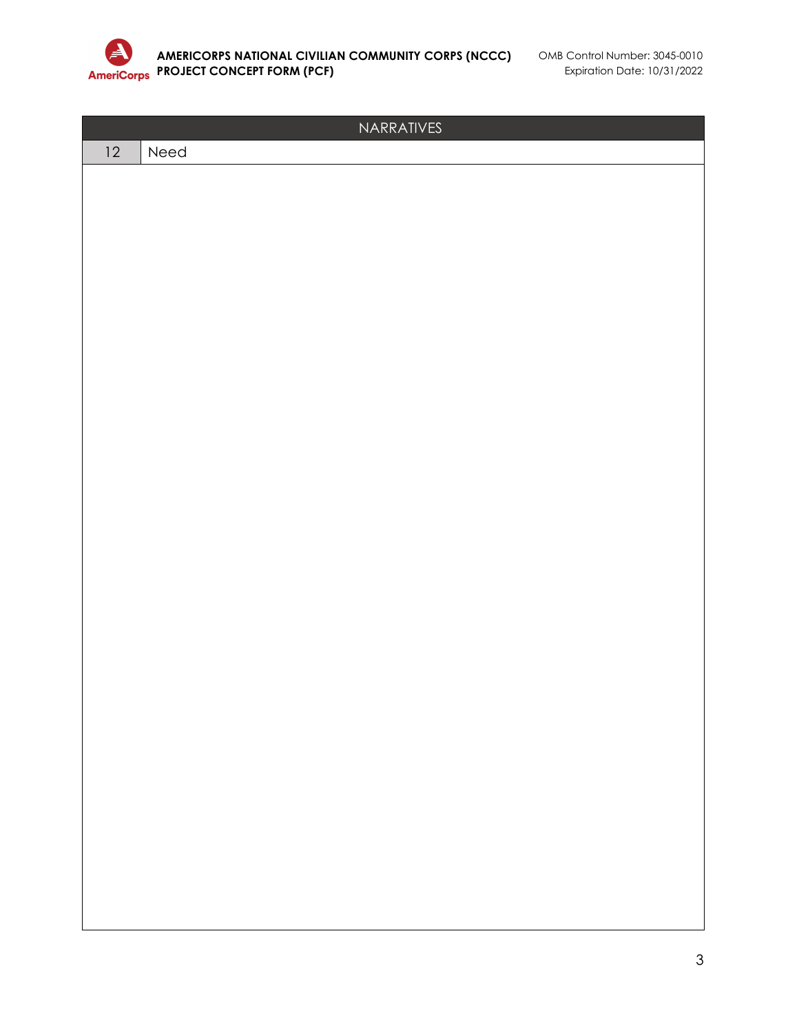| NARRATIVES | |
|---|---|
| 12 | Need |
| | |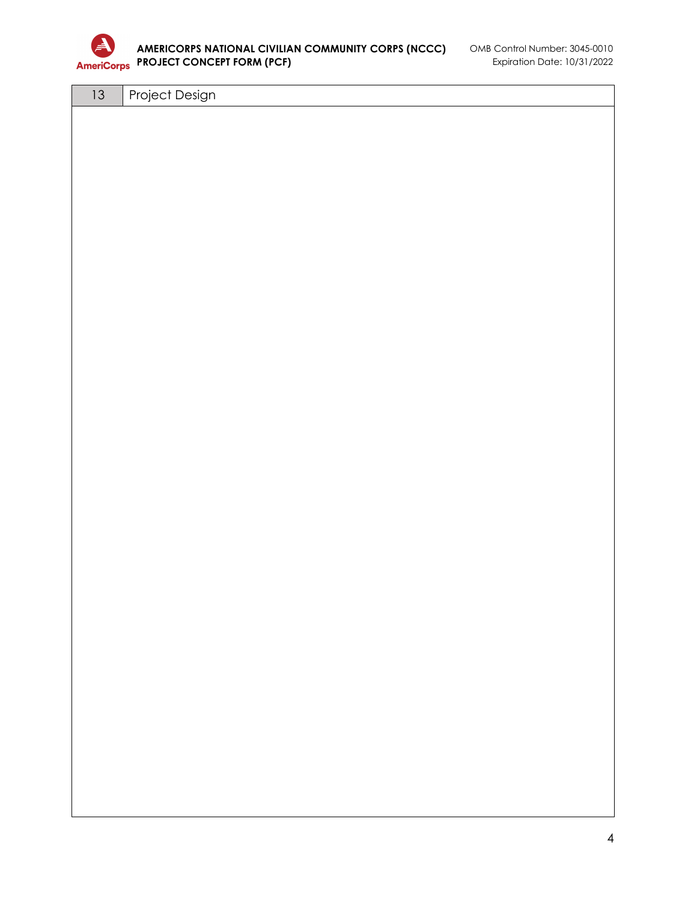| 13 | Project Design |
| --- | --- |
| | |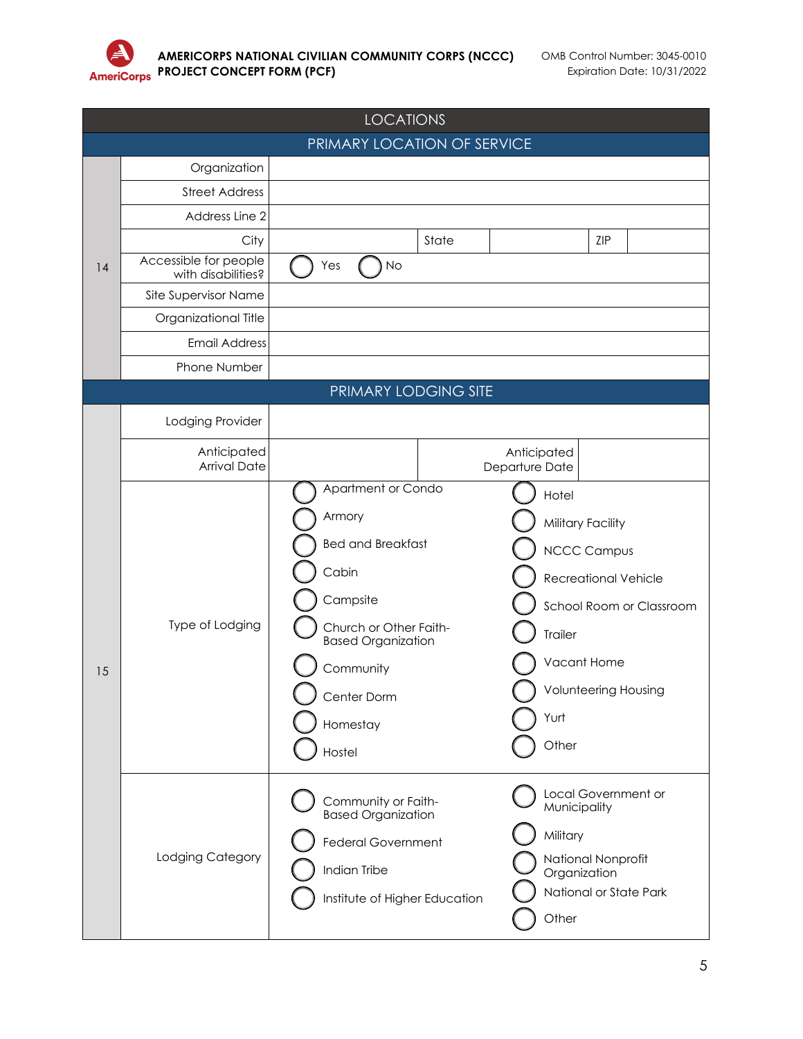## LOCATIONS

### PRIMARY LOCATION OF SERVICE

| # | Field | Value | | | | |
|---|---|---|---|---|---|---|
| 14 | Organization | | | | | |
| | Street Address | | | | | |
| | Address Line 2 | | | | | |
| | City | | State | | ZIP | |
| | Accessible for people with disabilities? | ◯ Yes ◯ No | | | | |
| | Site Supervisor Name | | | | | |
| | Organizational Title | | | | | |
| | Email Address | | | | | |
| | Phone Number | | | | | |

### PRIMARY LODGING SITE

| # | Field | Value | | |
|---|---|---|---|---|
| 15 | Lodging Provider | | | |
| | Anticipated Arrival Date | | Anticipated Departure Date | |
| | Type of Lodging | ◯ Apartment or Condo<br>◯ Armory<br>◯ Bed and Breakfast<br>◯ Cabin<br>◯ Campsite<br>◯ Church or Other Faith-Based Organization<br>◯ Community<br>◯ Center Dorm<br>◯ Homestay<br>◯ Hostel | ◯ Hotel<br>◯ Military Facility<br>◯ NCCC Campus<br>◯ Recreational Vehicle<br>◯ School Room or Classroom<br>◯ Trailer<br>◯ Vacant Home<br>◯ Volunteering Housing<br>◯ Yurt<br>◯ Other | |
| | Lodging Category | ◯ Community or Faith-Based Organization<br>◯ Federal Government<br>◯ Indian Tribe<br>◯ Institute of Higher Education | ◯ Local Government or Municipality<br>◯ Military<br>◯ National Nonprofit Organization<br>◯ National or State Park<br>◯ Other | |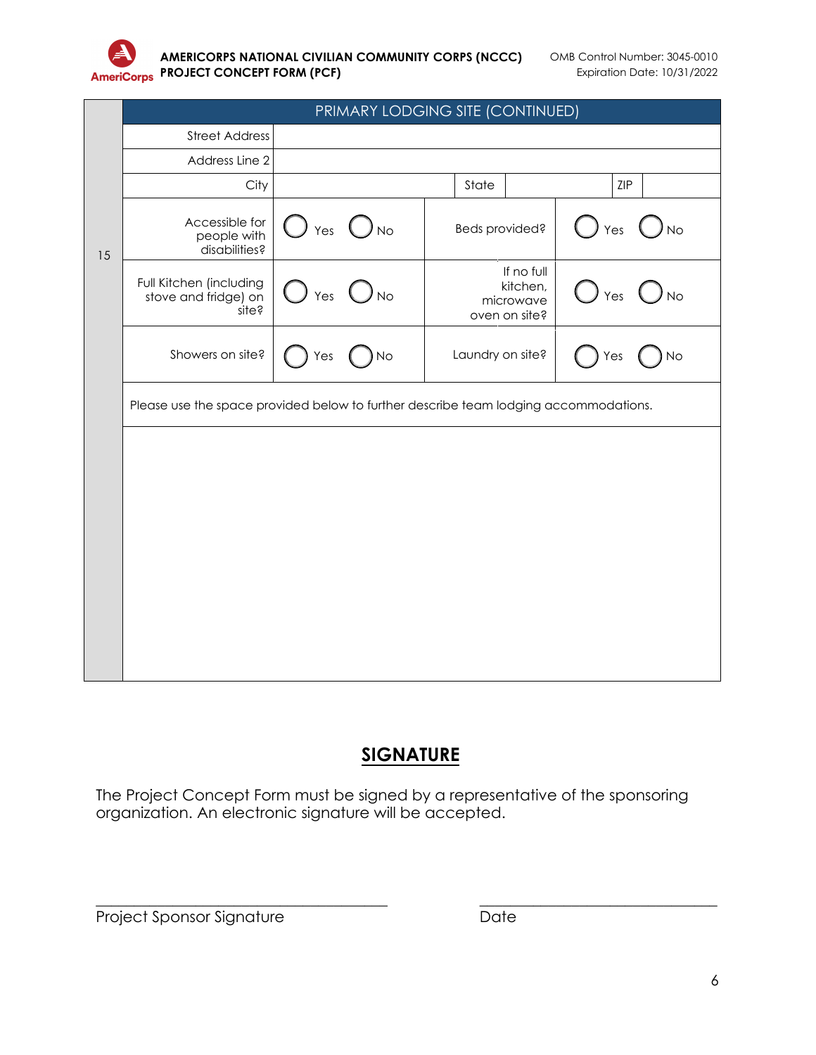| 15 | PRIMARY LODGING SITE (CONTINUED) | | | | | |
|---|---|---|---|---|---|---|
| | Street Address | | | | | |
| | Address Line 2 | | | | | |
| | City | | State | | ZIP | |
| | Accessible for people with disabilities? | ◯ Yes ◯ No | Beds provided? | ◯ Yes ◯ No | | |
| | Full Kitchen (including stove and fridge) on site? | ◯ Yes ◯ No | If no full kitchen, microwave oven on site? | ◯ Yes ◯ No | | |
| | Showers on site? | ◯ Yes ◯ No | Laundry on site? | ◯ Yes ◯ No | | |
| | Please use the space provided below to further describe team lodging accommodations. | | | | | |
| | | | | | | |

## SIGNATURE

The Project Concept Form must be signed by a representative of the sponsoring organization. An electronic signature will be accepted.

\_\_\_\_\_\_\_\_\_\_\_\_\_\_\_\_\_\_\_\_\_\_\_\_\_\_\_\_\_\_\_\_\_\_\_\_\_\_\_\_
Project Sponsor Signature

\_\_\_\_\_\_\_\_\_\_\_\_\_\_\_\_\_\_\_\_\_\_\_\_\_\_\_\_\_\_\_\_
Date